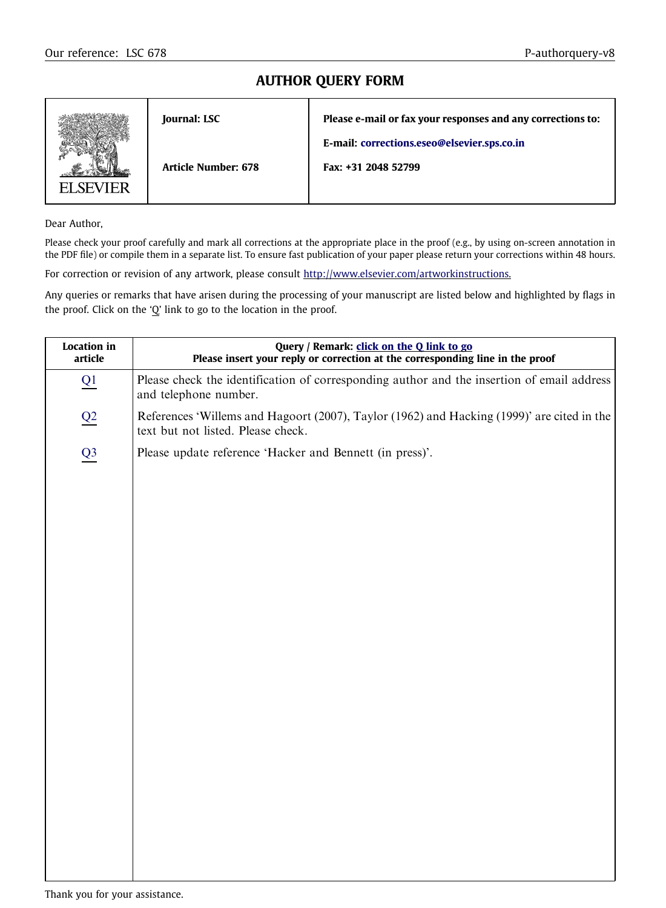Our reference: LSC 678 | P-authorquery-v8

# AUTHOR QUERY FORM

| | | |
|---|---|---|
| ELSEVIER | **Journal: LSC** <br> **Article Number: 678** | **Please e-mail or fax your responses and any corrections to:** <br> **E-mail: corrections.eseo@elsevier.sps.co.in** <br> **Fax: +31 2048 52799** |

Dear Author,

Please check your proof carefully and mark all corrections at the appropriate place in the proof (e.g., by using on-screen annotation in the PDF file) or compile them in a separate list. To ensure fast publication of your paper please return your corrections within 48 hours.

For correction or revision of any artwork, please consult http://www.elsevier.com/artworkinstructions.

Any queries or remarks that have arisen during the processing of your manuscript are listed below and highlighted by flags in the proof. Click on the 'Q' link to go to the location in the proof.

| Location in article | Query / Remark: click on the Q link to go<br>Please insert your reply or correction at the corresponding line in the proof |
|---|---|
| Q1 | Please check the identification of corresponding author and the insertion of email address and telephone number. |
| Q2 | References 'Willems and Hagoort (2007), Taylor (1962) and Hacking (1999)' are cited in the text but not listed. Please check. |
| Q3 | Please update reference 'Hacker and Bennett (in press)'. |

Thank you for your assistance.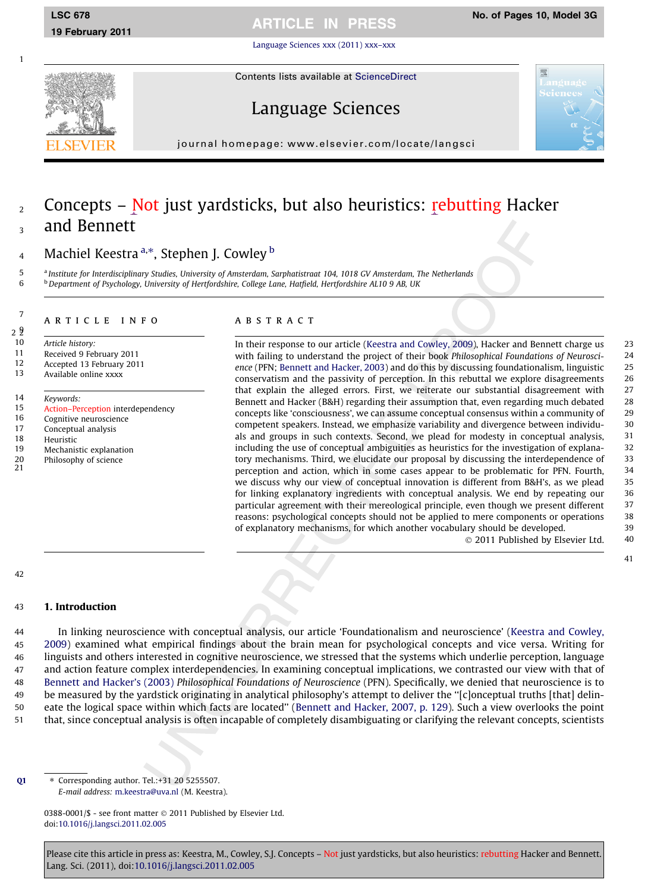# Concepts – Not just yardsticks, but also heuristics: rebutting Hacker and Bennett

Machiel Keestra [a,*], Stephen J. Cowley [b]

[a] *Institute for Interdisciplinary Studies, University of Amsterdam, Sarphatistraat 104, 1018 GV Amsterdam, The Netherlands*
[b] *Department of Psychology, University of Hertfordshire, College Lane, Hatfield, Hertfordshire AL10 9 AB, UK*

## ARTICLE INFO

*Article history:*
Received 9 February 2011
Accepted 13 February 2011
Available online xxxx

*Keywords:*
Action–Perception interdependency
Cognitive neuroscience
Conceptual analysis
Heuristic
Mechanistic explanation
Philosophy of science

## ABSTRACT

In their response to our article (Keestra and Cowley, 2009), Hacker and Bennett charge us with failing to understand the project of their book *Philosophical Foundations of Neuroscience* (PFN; Bennett and Hacker, 2003) and do this by discussing foundationalism, linguistic conservatism and the passivity of perception. In this rebuttal we explore disagreements that explain the alleged errors. First, we reiterate our substantial disagreement with Bennett and Hacker (B&H) regarding their assumption that, even regarding much debated concepts like 'consciousness', we can assume conceptual consensus within a community of competent speakers. Instead, we emphasize variability and divergence between individuals and groups in such contexts. Second, we plead for modesty in conceptual analysis, including the use of conceptual ambiguities as heuristics for the investigation of explanatory mechanisms. Third, we elucidate our proposal by discussing the interdependence of perception and action, which in some cases appear to be problematic for PFN. Fourth, we discuss why our view of conceptual innovation is different from B&H's, as we plead for linking explanatory ingredients with conceptual analysis. We end by repeating our particular agreement with their mereological principle, even though we present different reasons: psychological concepts should not be applied to mere components or operations of explanatory mechanisms, for which another vocabulary should be developed.

© 2011 Published by Elsevier Ltd.

## 1. Introduction

In linking neuroscience with conceptual analysis, our article 'Foundationalism and neuroscience' (Keestra and Cowley, 2009) examined what empirical findings about the brain mean for psychological concepts and vice versa. Writing for linguists and others interested in cognitive neuroscience, we stressed that the systems which underlie perception, language and action feature complex interdependencies. In examining conceptual implications, we contrasted our view with that of Bennett and Hacker's (2003) *Philosophical Foundations of Neuroscience* (PFN). Specifically, we denied that neuroscience is to be measured by the yardstick originating in analytical philosophy's attempt to deliver the "[c]onceptual truths [that] delineate the logical space within which facts are located" (Bennett and Hacker, 2007, p. 129). Such a view overlooks the point that, since conceptual analysis is often incapable of completely disambiguating or clarifying the relevant concepts, scientists

---

* Corresponding author. Tel.:+31 20 5255507.
*E-mail address:* m.keestra@uva.nl (M. Keestra).

0388-0001/$ - see front matter © 2011 Published by Elsevier Ltd.
doi:10.1016/j.langsci.2011.02.005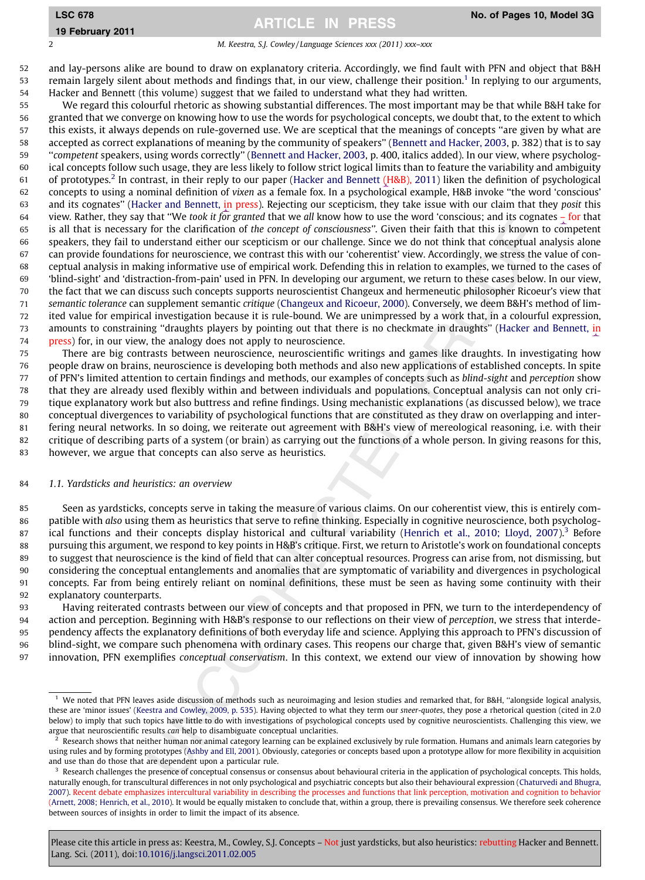and lay-persons alike are bound to draw on explanatory criteria. Accordingly, we find fault with PFN and object that B&H remain largely silent about methods and findings that, in our view, challenge their position.[1] In replying to our arguments, Hacker and Bennett (this volume) suggest that we failed to understand what they had written.

We regard this colourful rhetoric as showing substantial differences. The most important may be that while B&H take for granted that we converge on knowing how to use the words for psychological concepts, we doubt that, to the extent to which this exists, it always depends on rule-governed use. We are sceptical that the meanings of concepts "are given by what are accepted as correct explanations of meaning by the community of speakers" (Bennett and Hacker, 2003, p. 382) that is to say "*competent* speakers, using words correctly" (Bennett and Hacker, 2003, p. 400, italics added). In our view, where psychological concepts follow such usage, they are less likely to follow strict logical limits than to feature the variability and ambiguity of prototypes.[2] In contrast, in their reply to our paper (Hacker and Bennett (H&B), 2011) liken the definition of psychological concepts to using a nominal definition of *vixen* as a female fox. In a psychological example, H&B invoke "the word 'conscious' and its cognates" (Hacker and Bennett, in press). Rejecting our scepticism, they take issue with our claim that they *posit* this view. Rather, they say that "We *took it for granted* that we *all* know how to use the word 'conscious; and its cognates – for that is all that is necessary for the clarification of *the concept of consciousness*". Given their faith that this is known to competent speakers, they fail to understand either our scepticism or our challenge. Since we do not think that conceptual analysis alone can provide foundations for neuroscience, we contrast this with our 'coherentist' view. Accordingly, we stress the value of conceptual analysis in making informative use of empirical work. Defending this in relation to examples, we turned to the cases of 'blind-sight' and 'distraction-from-pain' used in PFN. In developing our argument, we return to these cases below. In our view, the fact that we can discuss such concepts supports neuroscientist Changeux and hermeneutic philosopher Ricoeur's view that *semantic tolerance* can supplement semantic *critique* (Changeux and Ricoeur, 2000). Conversely, we deem B&H's method of limited value for empirical investigation because it is rule-bound. We are unimpressed by a work that, in a colourful expression, amounts to constraining "draughts players by pointing out that there is no checkmate in draughts" (Hacker and Bennett, in press) for, in our view, the analogy does not apply to neuroscience.

There are big contrasts between neuroscience, neuroscientific writings and games like draughts. In investigating how people draw on brains, neuroscience is developing both methods and also new applications of established concepts. In spite of PFN's limited attention to certain findings and methods, our examples of concepts such as *blind-sight* and *perception* show that they are already used flexibly within and between individuals and populations. Conceptual analysis can not only critique explanatory work but also buttress and refine findings. Using mechanistic explanations (as discussed below), we trace conceptual divergences to variability of psychological functions that are constituted as they draw on overlapping and interfering neural networks. In so doing, we reiterate out agreement with B&H's view of mereological reasoning, i.e. with their critique of describing parts of a system (or brain) as carrying out the functions of a whole person. In giving reasons for this, however, we argue that concepts can also serve as heuristics.

### 1.1. Yardsticks and heuristics: an overview

Seen as yardsticks, concepts serve in taking the measure of various claims. On our coherentist view, this is entirely compatible with *also* using them as heuristics that serve to refine thinking. Especially in cognitive neuroscience, both psychological functions and their concepts display historical and cultural variability (Henrich et al., 2010; Lloyd, 2007).[3] Before pursuing this argument, we respond to key points in H&B's critique. First, we return to Aristotle's work on foundational concepts to suggest that neuroscience is the kind of field that can alter conceptual resources. Progress can arise from, not dismissing, but considering the conceptual entanglements and anomalies that are symptomatic of variability and divergences in psychological concepts. Far from being entirely reliant on nominal definitions, these must be seen as having some continuity with their explanatory counterparts.

Having reiterated contrasts between our view of concepts and that proposed in PFN, we turn to the interdependency of action and perception. Beginning with H&B's response to our reflections on their view of *perception*, we stress that interdependency affects the explanatory definitions of both everyday life and science. Applying this approach to PFN's discussion of blind-sight, we compare such phenomena with ordinary cases. This reopens our charge that, given B&H's view of semantic innovation, PFN exemplifies *conceptual conservatism*. In this context, we extend our view of innovation by showing how

---

[1] We noted that PFN leaves aside discussion of methods such as neuroimaging and lesion studies and remarked that, for B&H, "alongside logical analysis, these are 'minor issues' (Keestra and Cowley, 2009, p. 535). Having objected to what they term our *sneer-quotes*, they pose a rhetorical question (cited in 2.0 below) to imply that such topics have little to do with investigations of psychological concepts used by cognitive neuroscientists. Challenging this view, we argue that neuroscientific results *can* help to disambiguate conceptual unclarities.

[2] Research shows that neither human nor animal category learning can be explained exclusively by rule formation. Humans and animals learn categories by using rules and by forming prototypes (Ashby and Ell, 2001). Obviously, categories or concepts based upon a prototype allow for more flexibility in acquisition and use than do those that are dependent upon a particular rule.

[3] Research challenges the presence of conceptual consensus or consensus about behavioural criteria in the application of psychological concepts. This holds, naturally enough, for transcultural differences in not only psychological and psychiatric concepts but also their behavioural expression (Chaturvedi and Bhugra, 2007). Recent debate emphasizes intercultural variability in describing the processes and functions that link perception, motivation and cognition to behavior (Arnett, 2008; Henrich, et al., 2010). It would be equally mistaken to conclude that, within a group, there is prevailing consensus. We therefore seek coherence between sources of insights in order to limit the impact of its absence.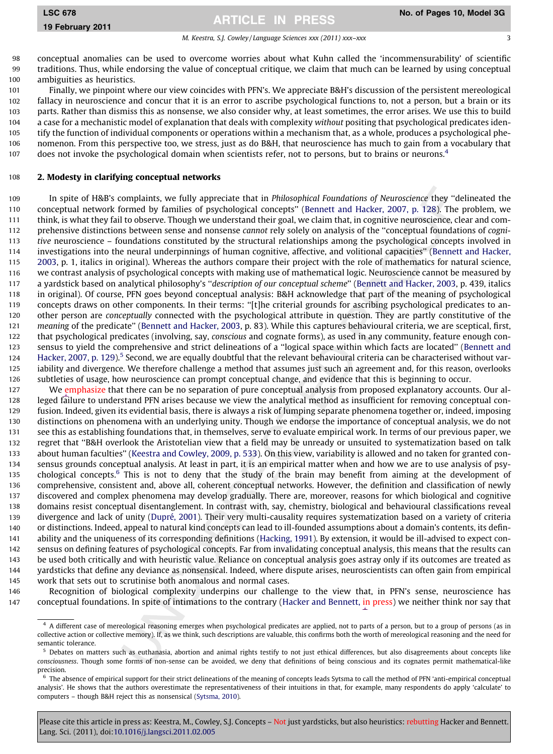conceptual anomalies can be used to overcome worries about what Kuhn called the 'incommensurability' of scientific traditions. Thus, while endorsing the value of conceptual critique, we claim that much can be learned by using conceptual ambiguities as heuristics.

Finally, we pinpoint where our view coincides with PFN's. We appreciate B&H's discussion of the persistent mereological fallacy in neuroscience and concur that it is an error to ascribe psychological functions to, not a person, but a brain or its parts. Rather than dismiss this as nonsense, we also consider why, at least sometimes, the error arises. We use this to build a case for a mechanistic model of explanation that deals with complexity *without* positing that psychological predicates identify the function of individual components or operations within a mechanism that, as a whole, produces a psychological phenomenon. From this perspective too, we stress, just as do B&H, that neuroscience has much to gain from a vocabulary that does not invoke the psychological domain when scientists refer, not to persons, but to brains or neurons.[4]

## 2. Modesty in clarifying conceptual networks

In spite of H&B's complaints, we fully appreciate that in *Philosophical Foundations of Neuroscience* they "delineated the conceptual network formed by families of psychological concepts" (Bennett and Hacker, 2007, p. 128). The problem, we think, is what they fail to observe. Though we understand their goal, we claim that, in cognitive neuroscience, clear and comprehensive distinctions between sense and nonsense *cannot* rely solely on analysis of the "conceptual foundations of *cognitive* neuroscience – foundations constituted by the structural relationships among the psychological concepts involved in investigations into the neural underpinnings of human cognitive, affective, and volitional capacities" (Bennett and Hacker, 2003, p. 1, italics in original). Whereas the authors compare their project with the role of mathematics for natural science, we contrast analysis of psychological concepts with making use of mathematical logic. Neuroscience cannot be measured by a yardstick based on analytical philosophy's "*description of our conceptual scheme*" (Bennett and Hacker, 2003, p. 439, italics in original). Of course, PFN goes beyond conceptual analysis: B&H acknowledge that part of the meaning of psychological concepts draws on other components. In their terms: "[t]he criterial grounds for ascribing psychological predicates to another person are *conceptually* connected with the psychological attribute in question. They are partly constitutive of the *meaning* of the predicate" (Bennett and Hacker, 2003, p. 83). While this captures behavioural criteria, we are sceptical, first, that psychological predicates (involving, say, *conscious* and cognate forms), as used in any community, feature enough consensus to yield the comprehensive and strict delineations of a "logical space within which facts are located" (Bennett and Hacker, 2007, p. 129).[5] Second, we are equally doubtful that the relevant behavioural criteria can be characterised without variability and divergence. We therefore challenge a method that assumes just such an agreement and, for this reason, overlooks subtleties of usage, how neuroscience can prompt conceptual change, and evidence that this is beginning to occur.

We emphasize that there can be no separation of pure conceptual analysis from proposed explanatory accounts. Our alleged failure to understand PFN arises because we view the analytical method as insufficient for removing conceptual confusion. Indeed, given its evidential basis, there is always a risk of lumping separate phenomena together or, indeed, imposing distinctions on phenomena with an underlying unity. Though we endorse the importance of conceptual analysis, we do not see this as establishing foundations that, in themselves, serve to evaluate empirical work. In terms of our previous paper, we regret that "B&H overlook the Aristotelian view that a field may be unready or unsuited to systematization based on talk about human faculties" (Keestra and Cowley, 2009, p. 533). On this view, variability is allowed and no taken for granted consensus grounds conceptual analysis. At least in part, it is an empirical matter when and how we are to use analysis of psychological concepts.[6] This is not to deny that the study of the brain may benefit from aiming at the development of comprehensive, consistent and, above all, coherent conceptual networks. However, the definition and classification of newly discovered and complex phenomena may develop gradually. There are, moreover, reasons for which biological and cognitive domains resist conceptual disentanglement. In contrast with, say, chemistry, biological and behavioural classifications reveal divergence and lack of unity (Dupré, 2001). Their very multi-causality requires systematization based on a variety of criteria or distinctions. Indeed, appeal to natural kind concepts can lead to ill-founded assumptions about a domain's contents, its definability and the uniqueness of its corresponding definitions (Hacking, 1991). By extension, it would be ill-advised to expect consensus on defining features of psychological concepts. Far from invalidating conceptual analysis, this means that the results can be used both critically and with heuristic value. Reliance on conceptual analysis goes astray only if its outcomes are treated as yardsticks that define any deviance as nonsensical. Indeed, where dispute arises, neuroscientists can often gain from empirical work that sets out to scrutinise both anomalous and normal cases.

Recognition of biological complexity underpins our challenge to the view that, in PFN's sense, neuroscience has conceptual foundations. In spite of intimations to the contrary (Hacker and Bennett, in press) we neither think nor say that

[4] A different case of mereological reasoning emerges when psychological predicates are applied, not to parts of a person, but to a group of persons (as in collective action or collective memory). If, as we think, such descriptions are valuable, this confirms both the worth of mereological reasoning and the need for semantic tolerance.

[5] Debates on matters such as euthanasia, abortion and animal rights testify to not just ethical differences, but also disagreements about concepts like *consciousness*. Though some forms of non-sense can be avoided, we deny that definitions of being conscious and its cognates permit mathematical-like precision.

[6] The absence of empirical support for their strict delineations of the meaning of concepts leads Sytsma to call the method of PFN 'anti-empirical conceptual analysis'. He shows that the authors overestimate the representativeness of their intuitions in that, for example, many respondents do apply 'calculate' to computers – though B&H reject this as nonsensical (Sytsma, 2010).

Please cite this article in press as: Keestra, M., Cowley, S.J. Concepts – Not just yardsticks, but also heuristics: rebutting Hacker and Bennett. Lang. Sci. (2011), doi:10.1016/j.langsci.2011.02.005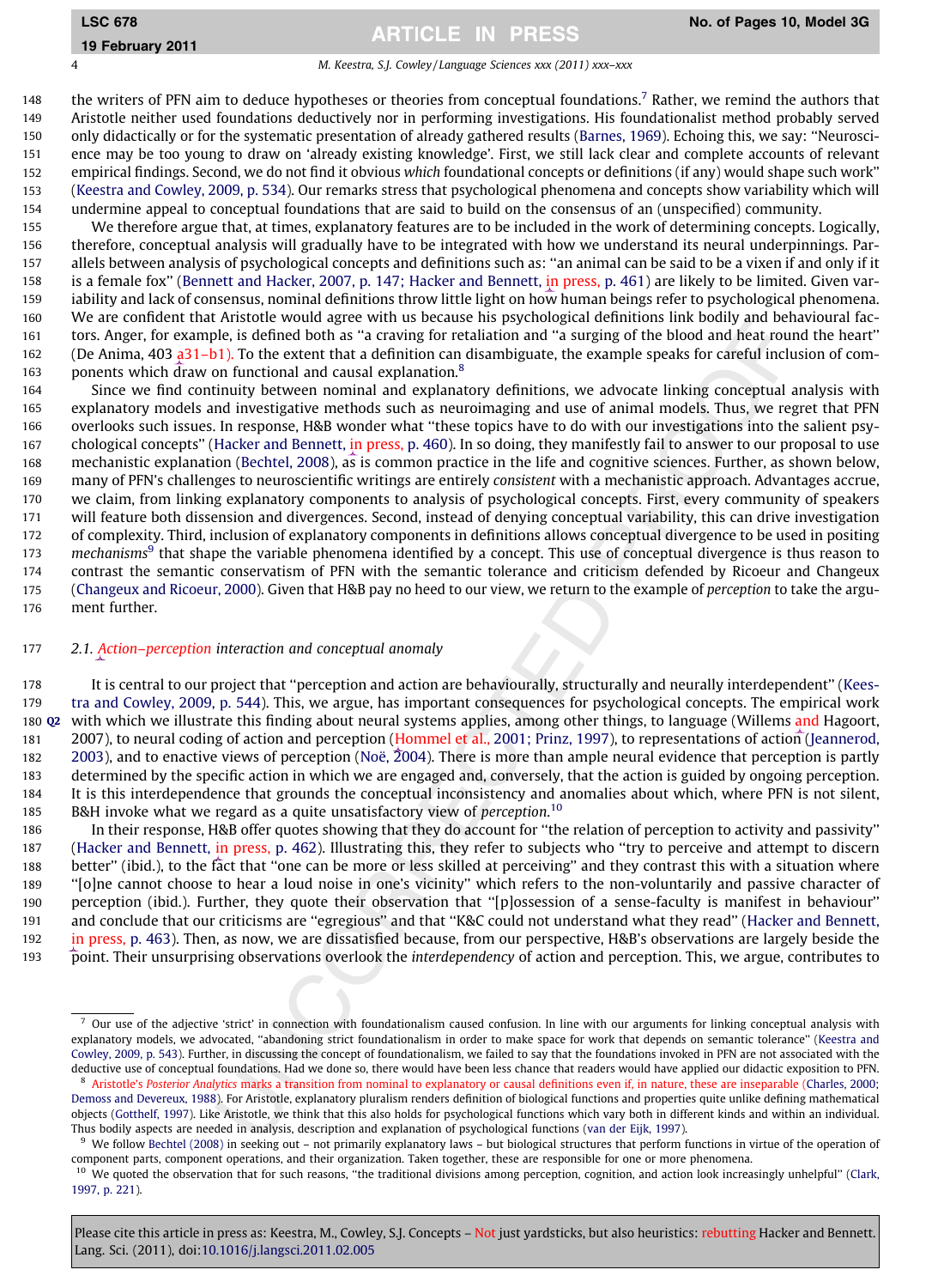the writers of PFN aim to deduce hypotheses or theories from conceptual foundations.[7] Rather, we remind the authors that Aristotle neither used foundations deductively nor in performing investigations. His foundationalist method probably served only didactically or for the systematic presentation of already gathered results (Barnes, 1969). Echoing this, we say: "Neuroscience may be too young to draw on 'already existing knowledge'. First, we still lack clear and complete accounts of relevant empirical findings. Second, we do not find it obvious *which* foundational concepts or definitions (if any) would shape such work" (Keestra and Cowley, 2009, p. 534). Our remarks stress that psychological phenomena and concepts show variability which will undermine appeal to conceptual foundations that are said to build on the consensus of an (unspecified) community.

We therefore argue that, at times, explanatory features are to be included in the work of determining concepts. Logically, therefore, conceptual analysis will gradually have to be integrated with how we understand its neural underpinnings. Parallels between analysis of psychological concepts and definitions such as: "an animal can be said to be a vixen if and only if it is a female fox" (Bennett and Hacker, 2007, p. 147; Hacker and Bennett, in press, p. 461) are likely to be limited. Given variability and lack of consensus, nominal definitions throw little light on how human beings refer to psychological phenomena. We are confident that Aristotle would agree with us because his psychological definitions link bodily and behavioural factors. Anger, for example, is defined both as "a craving for retaliation and "a surging of the blood and heat round the heart" (De Anima, 403 a31–b1). To the extent that a definition can disambiguate, the example speaks for careful inclusion of components which draw on functional and causal explanation.[8]

Since we find continuity between nominal and explanatory definitions, we advocate linking conceptual analysis with explanatory models and investigative methods such as neuroimaging and use of animal models. Thus, we regret that PFN overlooks such issues. In response, H&B wonder what "these topics have to do with our investigations into the salient psychological concepts" (Hacker and Bennett, in press, p. 460). In so doing, they manifestly fail to answer to our proposal to use mechanistic explanation (Bechtel, 2008), as is common practice in the life and cognitive sciences. Further, as shown below, many of PFN's challenges to neuroscientific writings are entirely *consistent* with a mechanistic approach. Advantages accrue, we claim, from linking explanatory components to analysis of psychological concepts. First, every community of speakers will feature both dissension and divergences. Second, instead of denying conceptual variability, this can drive investigation of complexity. Third, inclusion of explanatory components in definitions allows conceptual divergence to be used in positing *mechanisms*[9] that shape the variable phenomena identified by a concept. This use of conceptual divergence is thus reason to contrast the semantic conservatism of PFN with the semantic tolerance and criticism defended by Ricoeur and Changeux (Changeux and Ricoeur, 2000). Given that H&B pay no heed to our view, we return to the example of *perception* to take the argument further.

### 2.1. Action–perception interaction and conceptual anomaly

It is central to our project that "perception and action are behaviourally, structurally and neurally interdependent" (Keestra and Cowley, 2009, p. 544). This, we argue, has important consequences for psychological concepts. The empirical work with which we illustrate this finding about neural systems applies, among other things, to language (Willems and Hagoort, 2007), to neural coding of action and perception (Hommel et al., 2001; Prinz, 1997), to representations of action (Jeannerod, 2003), and to enactive views of perception (Noë, 2004). There is more than ample neural evidence that perception is partly determined by the specific action in which we are engaged and, conversely, that the action is guided by ongoing perception. It is this interdependence that grounds the conceptual inconsistency and anomalies about which, where PFN is not silent, B&H invoke what we regard as a quite unsatisfactory view of *perception*.[10]

In their response, H&B offer quotes showing that they do account for "the relation of perception to activity and passivity" (Hacker and Bennett, in press, p. 462). Illustrating this, they refer to subjects who "try to perceive and attempt to discern better" (ibid.), to the fact that "one can be more or less skilled at perceiving" and they contrast this with a situation where "[o]ne cannot choose to hear a loud noise in one's vicinity" which refers to the non-voluntarily and passive character of perception (ibid.). Further, they quote their observation that "[p]ossession of a sense-faculty is manifest in behaviour" and conclude that our criticisms are "egregious" and that "K&C could not understand what they read" (Hacker and Bennett, in press, p. 463). Then, as now, we are dissatisfied because, from our perspective, H&B's observations are largely beside the point. Their unsurprising observations overlook the *interdependency* of action and perception. This, we argue, contributes to

[7] Our use of the adjective 'strict' in connection with foundationalism caused confusion. In line with our arguments for linking conceptual analysis with explanatory models, we advocated, "abandoning strict foundationalism in order to make space for work that depends on semantic tolerance" (Keestra and Cowley, 2009, p. 543). Further, in discussing the concept of foundationalism, we failed to say that the foundations invoked in PFN are not associated with the deductive use of conceptual foundations. Had we done so, there would have been less chance that readers would have applied our didactic exposition to PFN.

[8] Aristotle's *Posterior Analytics* marks a transition from nominal to explanatory or causal definitions even if, in nature, these are inseparable (Charles, 2000; Demoss and Devereux, 1988). For Aristotle, explanatory pluralism renders definition of biological functions and properties quite unlike defining mathematical objects (Gotthelf, 1997). Like Aristotle, we think that this also holds for psychological functions which vary both in different kinds and within an individual. Thus bodily aspects are needed in analysis, description and explanation of psychological functions (van der Eijk, 1997).

[9] We follow Bechtel (2008) in seeking out – not primarily explanatory laws – but biological structures that perform functions in virtue of the operation of component parts, component operations, and their organization. Taken together, these are responsible for one or more phenomena.

[10] We quoted the observation that for such reasons, "the traditional divisions among perception, cognition, and action look increasingly unhelpful" (Clark, 1997, p. 221).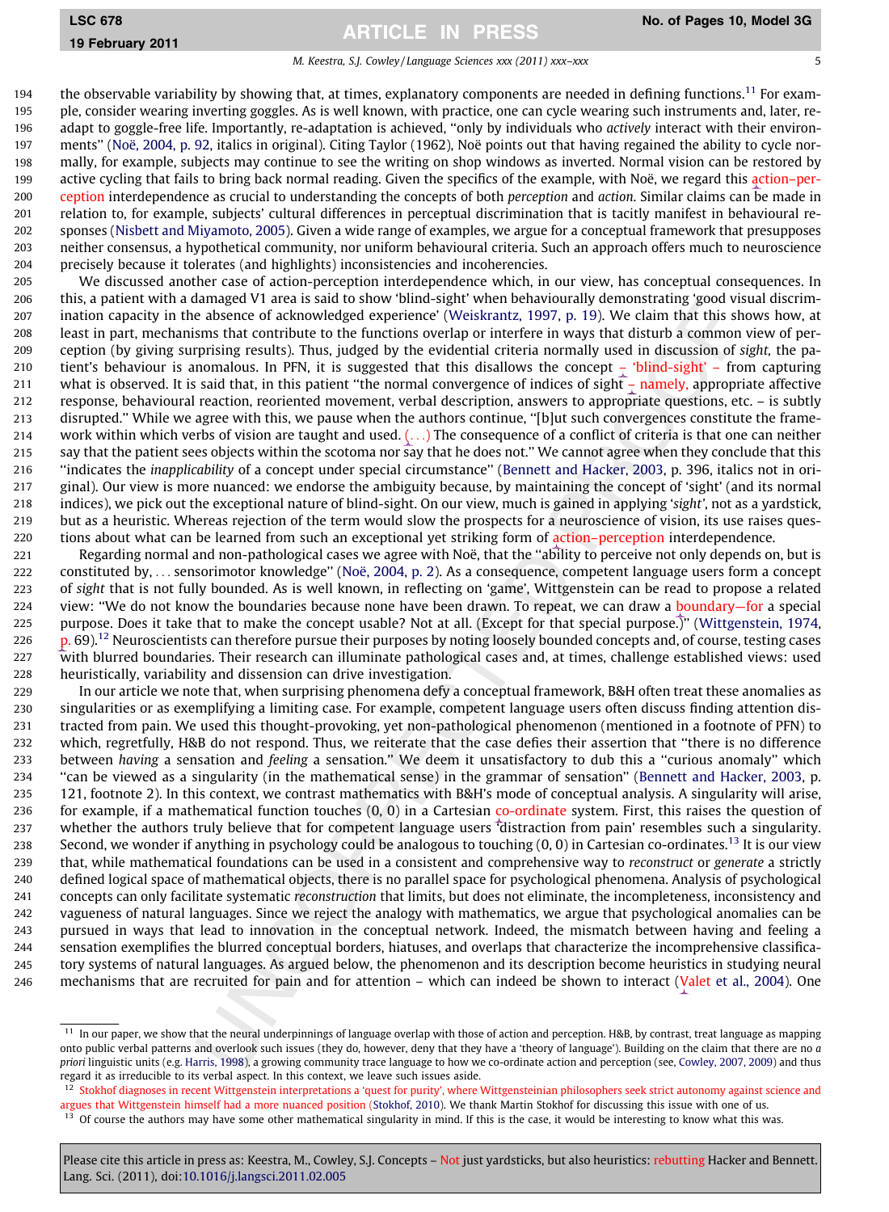the observable variability by showing that, at times, explanatory components are needed in defining functions.[11] For example, consider wearing inverting goggles. As is well known, with practice, one can cycle wearing such instruments and, later, re-adapt to goggle-free life. Importantly, re-adaptation is achieved, "only by individuals who *actively* interact with their environments" (Noë, 2004, p. 92, italics in original). Citing Taylor (1962), Noë points out that having regained the ability to cycle normally, for example, subjects may continue to see the writing on shop windows as inverted. Normal vision can be restored by active cycling that fails to bring back normal reading. Given the specifics of the example, with Noë, we regard this action–perception interdependence as crucial to understanding the concepts of both *perception* and *action*. Similar claims can be made in relation to, for example, subjects' cultural differences in perceptual discrimination that is tacitly manifest in behavioural responses (Nisbett and Miyamoto, 2005). Given a wide range of examples, we argue for a conceptual framework that presupposes neither consensus, a hypothetical community, nor uniform behavioural criteria. Such an approach offers much to neuroscience precisely because it tolerates (and highlights) inconsistencies and incoherencies.

We discussed another case of action-perception interdependence which, in our view, has conceptual consequences. In this, a patient with a damaged V1 area is said to show 'blind-sight' when behaviourally demonstrating 'good visual discrimination capacity in the absence of acknowledged experience' (Weiskrantz, 1997, p. 19). We claim that this shows how, at least in part, mechanisms that contribute to the functions overlap or interfere in ways that disturb a common view of perception (by giving surprising results). Thus, judged by the evidential criteria normally used in discussion of *sight*, the patient's behaviour is anomalous. In PFN, it is suggested that this disallows the concept – 'blind-sight' – from capturing what is observed. It is said that, in this patient "the normal convergence of indices of sight – namely, appropriate affective response, behavioural reaction, reoriented movement, verbal description, answers to appropriate questions, etc. – is subtly disrupted." While we agree with this, we pause when the authors continue, "[b]ut such convergences constitute the framework within which verbs of vision are taught and used. (...) The consequence of a conflict of criteria is that one can neither say that the patient sees objects within the scotoma nor say that he does not." We cannot agree when they conclude that this "indicates the *inapplicability* of a concept under special circumstance" (Bennett and Hacker, 2003, p. 396, italics not in original). Our view is more nuanced: we endorse the ambiguity because, by maintaining the concept of 'sight' (and its normal indices), we pick out the exceptional nature of blind-sight. On our view, much is gained in applying '*sight*', not as a yardstick, but as a heuristic. Whereas rejection of the term would slow the prospects for a neuroscience of vision, its use raises questions about what can be learned from such an exceptional yet striking form of action–perception interdependence.

Regarding normal and non-pathological cases we agree with Noë, that the "ability to perceive not only depends on, but is constituted by, ... sensorimotor knowledge" (Noë, 2004, p. 2). As a consequence, competent language users form a concept of *sight* that is not fully bounded. As is well known, in reflecting on 'game', Wittgenstein can be read to propose a related view: "We do not know the boundaries because none have been drawn. To repeat, we can draw a boundary—for a special purpose. Does it take that to make the concept usable? Not at all. (Except for that special purpose.)" (Wittgenstein, 1974, p. 69).[12] Neuroscientists can therefore pursue their purposes by noting loosely bounded concepts and, of course, testing cases with blurred boundaries. Their research can illuminate pathological cases and, at times, challenge established views: used heuristically, variability and dissension can drive investigation.

In our article we note that, when surprising phenomena defy a conceptual framework, B&H often treat these anomalies as singularities or as exemplifying a limiting case. For example, competent language users often discuss finding attention distracted from pain. We used this thought-provoking, yet non-pathological phenomenon (mentioned in a footnote of PFN) to which, regretfully, H&B do not respond. Thus, we reiterate that the case defies their assertion that "there is no difference between *having* a sensation and *feeling* a sensation." We deem it unsatisfactory to dub this a "curious anomaly" which "can be viewed as a singularity (in the mathematical sense) in the grammar of sensation" (Bennett and Hacker, 2003, p. 121, footnote 2). In this context, we contrast mathematics with B&H's mode of conceptual analysis. A singularity will arise, for example, if a mathematical function touches (0, 0) in a Cartesian co-ordinate system. First, this raises the question of whether the authors truly believe that for competent language users 'distraction from pain' resembles such a singularity. Second, we wonder if anything in psychology could be analogous to touching (0, 0) in Cartesian co-ordinates.[13] It is our view that, while mathematical foundations can be used in a consistent and comprehensive way to *reconstruct* or *generate* a strictly defined logical space of mathematical objects, there is no parallel space for psychological phenomena. Analysis of psychological concepts can only facilitate systematic *reconstruction* that limits, but does not eliminate, the incompleteness, inconsistency and vagueness of natural languages. Since we reject the analogy with mathematics, we argue that psychological anomalies can be pursued in ways that lead to innovation in the conceptual network. Indeed, the mismatch between having and feeling a sensation exemplifies the blurred conceptual borders, hiatuses, and overlaps that characterize the incomprehensive classificatory systems of natural languages. As argued below, the phenomenon and its description become heuristics in studying neural mechanisms that are recruited for pain and for attention – which can indeed be shown to interact (Valet et al., 2004). One

---

[11] In our paper, we show that the neural underpinnings of language overlap with those of action and perception. H&B, by contrast, treat language as mapping onto public verbal patterns and overlook such issues (they do, however, deny that they have a 'theory of language'). Building on the claim that there are no *a priori* linguistic units (e.g. Harris, 1998), a growing community trace language to how we co-ordinate action and perception (see, Cowley, 2007, 2009) and thus regard it as irreducible to its verbal aspect. In this context, we leave such issues aside.

[12] Stokhof diagnoses in recent Wittgenstein interpretations a 'quest for purity', where Wittgensteinian philosophers seek strict autonomy against science and argues that Wittgenstein himself had a more nuanced position (Stokhof, 2010). We thank Martin Stokhof for discussing this issue with one of us.

[13] Of course the authors may have some other mathematical singularity in mind. If this is the case, it would be interesting to know what this was.

Please cite this article in press as: Keestra, M., Cowley, S.J. Concepts – Not just yardsticks, but also heuristics: rebutting Hacker and Bennett. Lang. Sci. (2011), doi:10.1016/j.langsci.2011.02.005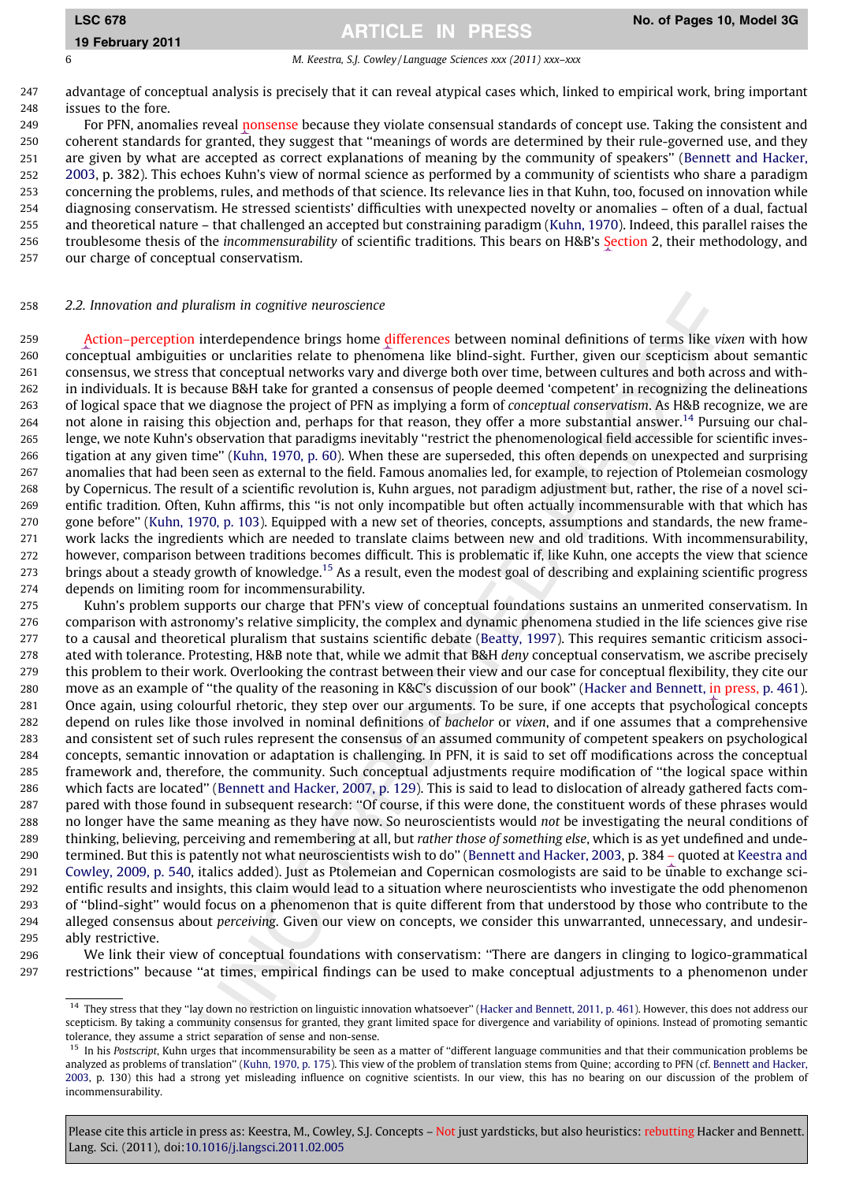advantage of conceptual analysis is precisely that it can reveal atypical cases which, linked to empirical work, bring important issues to the fore.

For PFN, anomalies reveal nonsense because they violate consensual standards of concept use. Taking the consistent and coherent standards for granted, they suggest that "meanings of words are determined by their rule-governed use, and they are given by what are accepted as correct explanations of meaning by the community of speakers" (Bennett and Hacker, 2003, p. 382). This echoes Kuhn's view of normal science as performed by a community of scientists who share a paradigm concerning the problems, rules, and methods of that science. Its relevance lies in that Kuhn, too, focused on innovation while diagnosing conservatism. He stressed scientists' difficulties with unexpected novelty or anomalies – often of a dual, factual and theoretical nature – that challenged an accepted but constraining paradigm (Kuhn, 1970). Indeed, this parallel raises the troublesome thesis of the *incommensurability* of scientific traditions. This bears on H&B's Section 2, their methodology, and our charge of conceptual conservatism.

### 2.2. Innovation and pluralism in cognitive neuroscience

Action–perception interdependence brings home differences between nominal definitions of terms like *vixen* with how conceptual ambiguities or unclarities relate to phenomena like blind-sight. Further, given our scepticism about semantic consensus, we stress that conceptual networks vary and diverge both over time, between cultures and both across and within individuals. It is because B&H take for granted a consensus of people deemed 'competent' in recognizing the delineations of logical space that we diagnose the project of PFN as implying a form of *conceptual conservatism*. As H&B recognize, we are not alone in raising this objection and, perhaps for that reason, they offer a more substantial answer.[14] Pursuing our challenge, we note Kuhn's observation that paradigms inevitably "restrict the phenomenological field accessible for scientific investigation at any given time" (Kuhn, 1970, p. 60). When these are superseded, this often depends on unexpected and surprising anomalies that had been seen as external to the field. Famous anomalies led, for example, to rejection of Ptolemeian cosmology by Copernicus. The result of a scientific revolution is, Kuhn argues, not paradigm adjustment but, rather, the rise of a novel scientific tradition. Often, Kuhn affirms, this "is not only incompatible but often actually incommensurable with that which has gone before" (Kuhn, 1970, p. 103). Equipped with a new set of theories, concepts, assumptions and standards, the new framework lacks the ingredients which are needed to translate claims between new and old traditions. With incommensurability, however, comparison between traditions becomes difficult. This is problematic if, like Kuhn, one accepts the view that science brings about a steady growth of knowledge.[15] As a result, even the modest goal of describing and explaining scientific progress depends on limiting room for incommensurability.

Kuhn's problem supports our charge that PFN's view of conceptual foundations sustains an unmerited conservatism. In comparison with astronomy's relative simplicity, the complex and dynamic phenomena studied in the life sciences give rise to a causal and theoretical pluralism that sustains scientific debate (Beatty, 1997). This requires semantic criticism associated with tolerance. Protesting, H&B note that, while we admit that B&H *deny* conceptual conservatism, we ascribe precisely this problem to their work. Overlooking the contrast between their view and our case for conceptual flexibility, they cite our move as an example of "the quality of the reasoning in K&C's discussion of our book" (Hacker and Bennett, in press, p. 461). Once again, using colourful rhetoric, they step over our arguments. To be sure, if one accepts that psychological concepts depend on rules like those involved in nominal definitions of *bachelor* or *vixen*, and if one assumes that a comprehensive and consistent set of such rules represent the consensus of an assumed community of competent speakers on psychological concepts, semantic innovation or adaptation is challenging. In PFN, it is said to set off modifications across the conceptual framework and, therefore, the community. Such conceptual adjustments require modification of "the logical space within which facts are located" (Bennett and Hacker, 2007, p. 129). This is said to lead to dislocation of already gathered facts compared with those found in subsequent research: "Of course, if this were done, the constituent words of these phrases would no longer have the same meaning as they have now. So neuroscientists would *not* be investigating the neural conditions of thinking, believing, perceiving and remembering at all, but *rather those of something else*, which is as yet undefined and undetermined. But this is patently not what neuroscientists wish to do" (Bennett and Hacker, 2003, p. 384 – quoted at Keestra and Cowley, 2009, p. 540, italics added). Just as Ptolemeian and Copernican cosmologists are said to be unable to exchange scientific results and insights, this claim would lead to a situation where neuroscientists who investigate the odd phenomenon of "blind-sight" would focus on a phenomenon that is quite different from that understood by those who contribute to the alleged consensus about *perceiving*. Given our view on concepts, we consider this unwarranted, unnecessary, and undesirably restrictive.

We link their view of conceptual foundations with conservatism: "There are dangers in clinging to logico-grammatical restrictions" because "at times, empirical findings can be used to make conceptual adjustments to a phenomenon under

---

[14] They stress that they "lay down no restriction on linguistic innovation whatsoever" (Hacker and Bennett, 2011, p. 461). However, this does not address our scepticism. By taking a community consensus for granted, they grant limited space for divergence and variability of opinions. Instead of promoting semantic tolerance, they assume a strict separation of sense and non-sense.

[15] In his *Postscript*, Kuhn urges that incommensurability be seen as a matter of "different language communities and that their communication problems be analyzed as problems of translation" (Kuhn, 1970, p. 175). This view of the problem of translation stems from Quine; according to PFN (cf. Bennett and Hacker, 2003, p. 130) this had a strong yet misleading influence on cognitive scientists. In our view, this has no bearing on our discussion of the problem of incommensurability.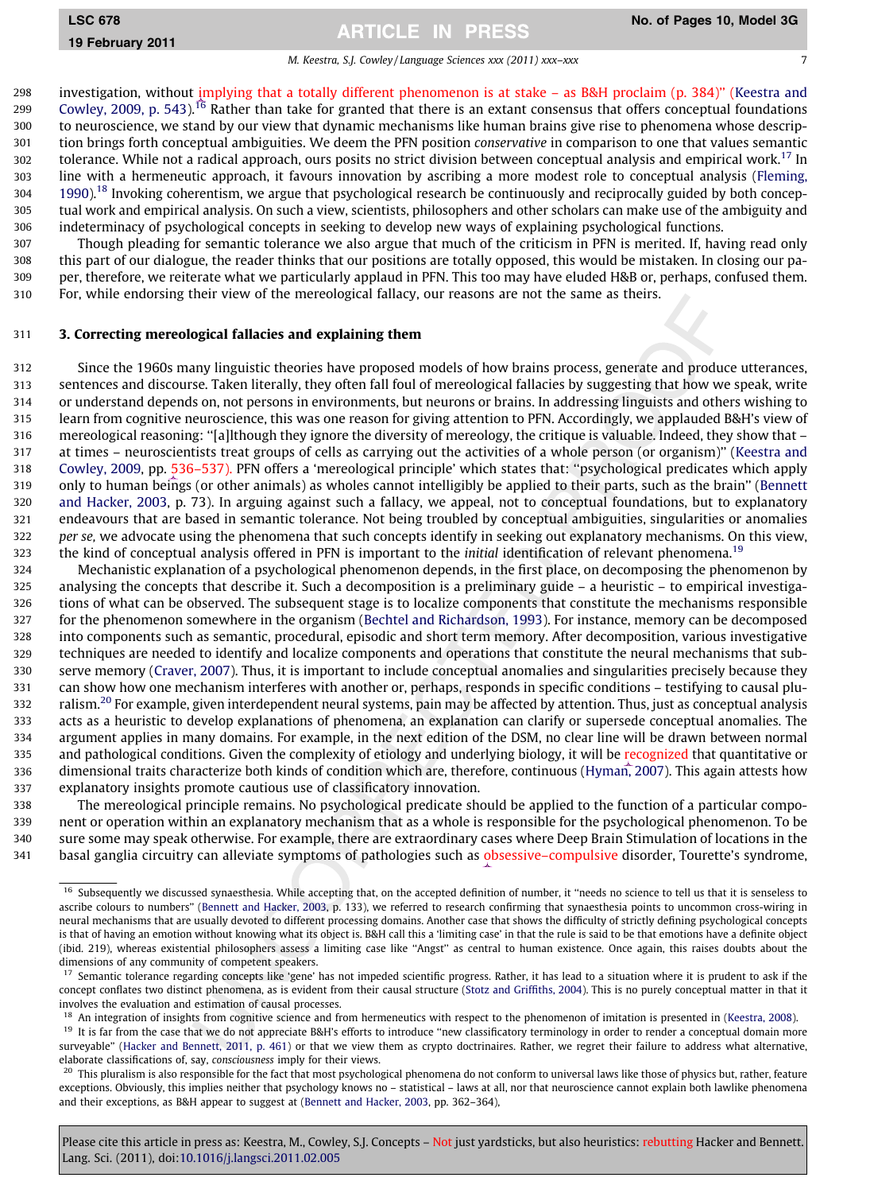investigation, without implying that a totally different phenomenon is at stake – as B&H proclaim (p. 384)" (Keestra and Cowley, 2009, p. 543).[16] Rather than take for granted that there is an extant consensus that offers conceptual foundations to neuroscience, we stand by our view that dynamic mechanisms like human brains give rise to phenomena whose description brings forth conceptual ambiguities. We deem the PFN position *conservative* in comparison to one that values semantic tolerance. While not a radical approach, ours posits no strict division between conceptual analysis and empirical work.[17] In line with a hermeneutic approach, it favours innovation by ascribing a more modest role to conceptual analysis (Fleming, 1990).[18] Invoking coherentism, we argue that psychological research be continuously and reciprocally guided by both conceptual work and empirical analysis. On such a view, scientists, philosophers and other scholars can make use of the ambiguity and indeterminacy of psychological concepts in seeking to develop new ways of explaining psychological functions.

Though pleading for semantic tolerance we also argue that much of the criticism in PFN is merited. If, having read only this part of our dialogue, the reader thinks that our positions are totally opposed, this would be mistaken. In closing our paper, therefore, we reiterate what we particularly applaud in PFN. This too may have eluded H&B or, perhaps, confused them. For, while endorsing their view of the mereological fallacy, our reasons are not the same as theirs.

## 3. Correcting mereological fallacies and explaining them

Since the 1960s many linguistic theories have proposed models of how brains process, generate and produce utterances, sentences and discourse. Taken literally, they often fall foul of mereological fallacies by suggesting that how we speak, write or understand depends on, not persons in environments, but neurons or brains. In addressing linguists and others wishing to learn from cognitive neuroscience, this was one reason for giving attention to PFN. Accordingly, we applauded B&H's view of mereological reasoning: "[a]lthough they ignore the diversity of mereology, the critique is valuable. Indeed, they show that – at times – neuroscientists treat groups of cells as carrying out the activities of a whole person (or organism)" (Keestra and Cowley, 2009, pp. 536–537). PFN offers a 'mereological principle' which states that: "psychological predicates which apply only to human beings (or other animals) as wholes cannot intelligibly be applied to their parts, such as the brain" (Bennett and Hacker, 2003, p. 73). In arguing against such a fallacy, we appeal, not to conceptual foundations, but to explanatory endeavours that are based in semantic tolerance. Not being troubled by conceptual ambiguities, singularities or anomalies *per se*, we advocate using the phenomena that such concepts identify in seeking out explanatory mechanisms. On this view, the kind of conceptual analysis offered in PFN is important to the *initial* identification of relevant phenomena.[19]

Mechanistic explanation of a psychological phenomenon depends, in the first place, on decomposing the phenomenon by analysing the concepts that describe it. Such a decomposition is a preliminary guide – a heuristic – to empirical investigations of what can be observed. The subsequent stage is to localize components that constitute the mechanisms responsible for the phenomenon somewhere in the organism (Bechtel and Richardson, 1993). For instance, memory can be decomposed into components such as semantic, procedural, episodic and short term memory. After decomposition, various investigative techniques are needed to identify and localize components and operations that constitute the neural mechanisms that subserve memory (Craver, 2007). Thus, it is important to include conceptual anomalies and singularities precisely because they can show how one mechanism interferes with another or, perhaps, responds in specific conditions – testifying to causal pluralism.[20] For example, given interdependent neural systems, pain may be affected by attention. Thus, just as conceptual analysis acts as a heuristic to develop explanations of phenomena, an explanation can clarify or supersede conceptual anomalies. The argument applies in many domains. For example, in the next edition of the DSM, no clear line will be drawn between normal and pathological conditions. Given the complexity of etiology and underlying biology, it will be recognized that quantitative or dimensional traits characterize both kinds of condition which are, therefore, continuous (Hyman, 2007). This again attests how explanatory insights promote cautious use of classificatory innovation.

The mereological principle remains. No psychological predicate should be applied to the function of a particular component or operation within an explanatory mechanism that as a whole is responsible for the psychological phenomenon. To be sure some may speak otherwise. For example, there are extraordinary cases where Deep Brain Stimulation of locations in the basal ganglia circuitry can alleviate symptoms of pathologies such as obsessive–compulsive disorder, Tourette's syndrome,

---

[16] Subsequently we discussed synaesthesia. While accepting that, on the accepted definition of number, it "needs no science to tell us that it is senseless to ascribe colours to numbers" (Bennett and Hacker, 2003, p. 133), we referred to research confirming that synaesthesia points to uncommon cross-wiring in neural mechanisms that are usually devoted to different processing domains. Another case that shows the difficulty of strictly defining psychological concepts is that of having an emotion without knowing what its object is. B&H call this a 'limiting case' in that the rule is said to be that emotions have a definite object (ibid. 219), whereas existential philosophers assess a limiting case like "Angst" as central to human existence. Once again, this raises doubts about the dimensions of any community of competent speakers.

[17] Semantic tolerance regarding concepts like 'gene' has not impeded scientific progress. Rather, it has lead to a situation where it is prudent to ask if the concept conflates two distinct phenomena, as is evident from their causal structure (Stotz and Griffiths, 2004). This is no purely conceptual matter in that it involves the evaluation and estimation of causal processes.

[18] An integration of insights from cognitive science and from hermeneutics with respect to the phenomenon of imitation is presented in (Keestra, 2008).

[19] It is far from the case that we do not appreciate B&H's efforts to introduce "new classificatory terminology in order to render a conceptual domain more surveyable" (Hacker and Bennett, 2011, p. 461) or that we view them as crypto doctrinaires. Rather, we regret their failure to address what alternative, elaborate classifications of, say, *consciousness* imply for their views.

[20] This pluralism is also responsible for the fact that most psychological phenomena do not conform to universal laws like those of physics but, rather, feature exceptions. Obviously, this implies neither that psychology knows no – statistical – laws at all, nor that neuroscience cannot explain both lawlike phenomena and their exceptions, as B&H appear to suggest at (Bennett and Hacker, 2003, pp. 362–364),

Please cite this article in press as: Keestra, M., Cowley, S.J. Concepts – Not just yardsticks, but also heuristics: rebutting Hacker and Bennett. Lang. Sci. (2011), doi:10.1016/j.langsci.2011.02.005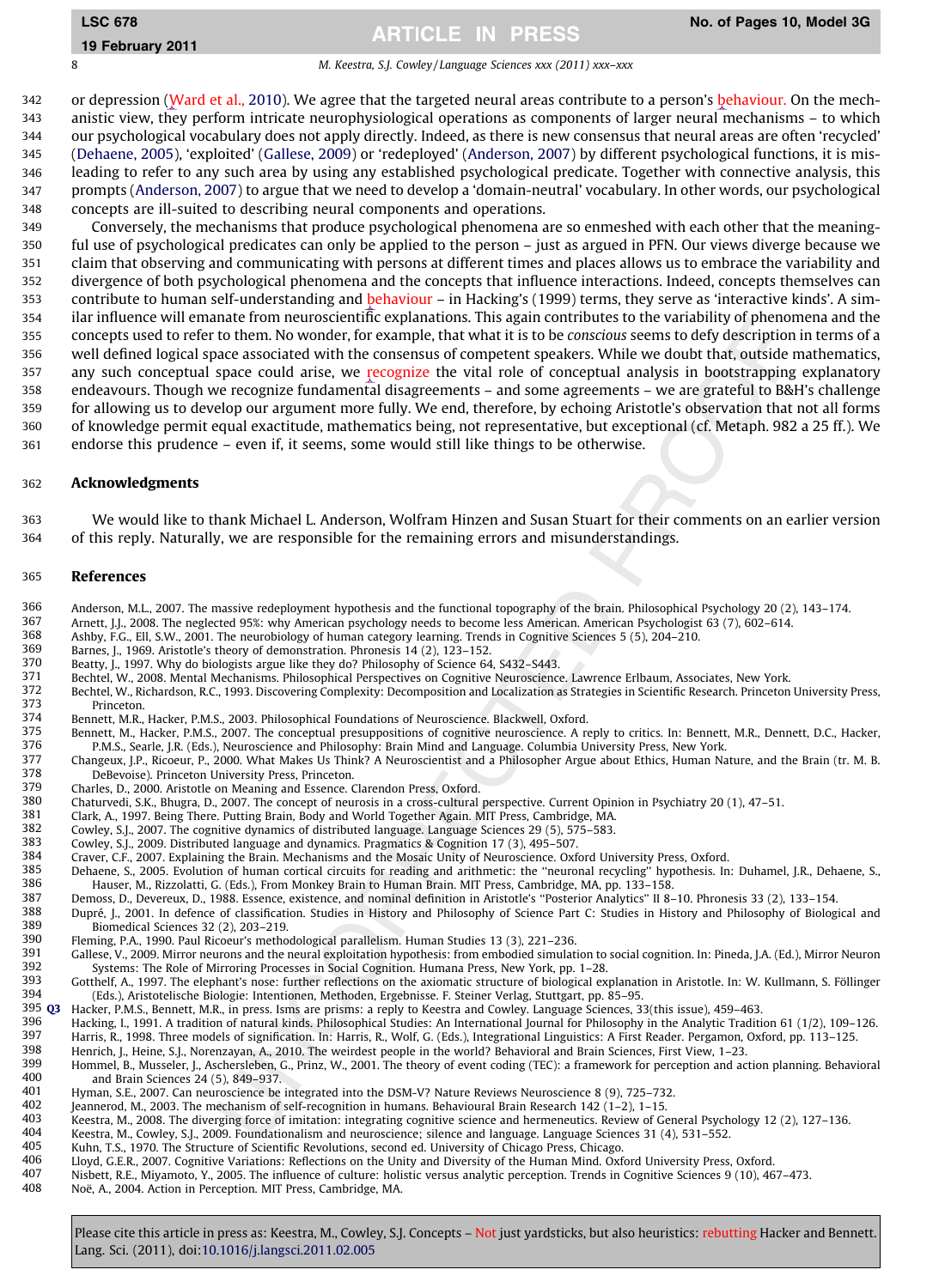or depression (Ward et al., 2010). We agree that the targeted neural areas contribute to a person's behaviour. On the mechanistic view, they perform intricate neurophysiological operations as components of larger neural mechanisms – to which our psychological vocabulary does not apply directly. Indeed, as there is new consensus that neural areas are often 'recycled' (Dehaene, 2005), 'exploited' (Gallese, 2009) or 'redeployed' (Anderson, 2007) by different psychological functions, it is misleading to refer to any such area by using any established psychological predicate. Together with connective analysis, this prompts (Anderson, 2007) to argue that we need to develop a 'domain-neutral' vocabulary. In other words, our psychological concepts are ill-suited to describing neural components and operations.

Conversely, the mechanisms that produce psychological phenomena are so enmeshed with each other that the meaningful use of psychological predicates can only be applied to the person – just as argued in PFN. Our views diverge because we claim that observing and communicating with persons at different times and places allows us to embrace the variability and divergence of both psychological phenomena and the concepts that influence interactions. Indeed, concepts themselves can contribute to human self-understanding and behaviour – in Hacking's (1999) terms, they serve as 'interactive kinds'. A similar influence will emanate from neuroscientific explanations. This again contributes to the variability of phenomena and the concepts used to refer to them. No wonder, for example, that what it is to be *conscious* seems to defy description in terms of a well defined logical space associated with the consensus of competent speakers. While we doubt that, outside mathematics, any such conceptual space could arise, we recognize the vital role of conceptual analysis in bootstrapping explanatory endeavours. Though we recognize fundamental disagreements – and some agreements – we are grateful to B&H's challenge for allowing us to develop our argument more fully. We end, therefore, by echoing Aristotle's observation that not all forms of knowledge permit equal exactitude, mathematics being, not representative, but exceptional (cf. Metaph. 982 a 25 ff.). We endorse this prudence – even if, it seems, some would still like things to be otherwise.

## Acknowledgments

We would like to thank Michael L. Anderson, Wolfram Hinzen and Susan Stuart for their comments on an earlier version of this reply. Naturally, we are responsible for the remaining errors and misunderstandings.

## References

Anderson, M.L., 2007. The massive redeployment hypothesis and the functional topography of the brain. Philosophical Psychology 20 (2), 143–174.
Arnett, J.J., 2008. The neglected 95%: why American psychology needs to become less American. American Psychologist 63 (7), 602–614.
Ashby, F.G., Ell, S.W., 2001. The neurobiology of human category learning. Trends in Cognitive Sciences 5 (5), 204–210.
Barnes, J., 1969. Aristotle's theory of demonstration. Phronesis 14 (2), 123–152.
Beatty, J., 1997. Why do biologists argue like they do? Philosophy of Science 64, S432–S443.
Bechtel, W., 2008. Mental Mechanisms. Philosophical Perspectives on Cognitive Neuroscience. Lawrence Erlbaum, Associates, New York.
Bechtel, W., Richardson, R.C., 1993. Discovering Complexity: Decomposition and Localization as Strategies in Scientific Research. Princeton University Press, Princeton.
Bennett, M.R., Hacker, P.M.S., 2003. Philosophical Foundations of Neuroscience. Blackwell, Oxford.
Bennett, M., Hacker, P.M.S., 2007. The conceptual presuppositions of cognitive neuroscience. A reply to critics. In: Bennett, M.R., Dennett, D.C., Hacker, P.M.S., Searle, J.R. (Eds.), Neuroscience and Philosophy: Brain Mind and Language. Columbia University Press, New York.
Changeux, J.P., Ricoeur, P., 2000. What Makes Us Think? A Neuroscientist and a Philosopher Argue about Ethics, Human Nature, and the Brain (tr. M. B. DeBevoise). Princeton University Press, Princeton.
Charles, D., 2000. Aristotle on Meaning and Essence. Clarendon Press, Oxford.
Chaturvedi, S.K., Bhugra, D., 2007. The concept of neurosis in a cross-cultural perspective. Current Opinion in Psychiatry 20 (1), 47–51.
Clark, A., 1997. Being There. Putting Brain, Body and World Together Again. MIT Press, Cambridge, MA.
Cowley, S.J., 2007. The cognitive dynamics of distributed language. Language Sciences 29 (5), 575–583.
Cowley, S.J., 2009. Distributed language and dynamics. Pragmatics & Cognition 17 (3), 495–507.
Craver, C.F., 2007. Explaining the Brain. Mechanisms and the Mosaic Unity of Neuroscience. Oxford University Press, Oxford.
Dehaene, S., 2005. Evolution of human cortical circuits for reading and arithmetic: the "neuronal recycling" hypothesis. In: Duhamel, J.R., Dehaene, S., Hauser, M., Rizzolatti, G. (Eds.), From Monkey Brain to Human Brain. MIT Press, Cambridge, MA, pp. 133–158.
Demoss, D., Devereux, D., 1988. Essence, existence, and nominal definition in Aristotle's "Posterior Analytics" II 8–10. Phronesis 33 (2), 133–154.
Dupré, J., 2001. In defence of classification. Studies in History and Philosophy of Science Part C: Studies in History and Philosophy of Biological and Biomedical Sciences 32 (2), 203–219.
Fleming, P.A., 1990. Paul Ricoeur's methodological parallelism. Human Studies 13 (3), 221–236.
Gallese, V., 2009. Mirror neurons and the neural exploitation hypothesis: from embodied simulation to social cognition. In: Pineda, J.A. (Ed.), Mirror Neuron Systems: The Role of Mirroring Processes in Social Cognition. Humana Press, New York, pp. 1–28.
Gotthelf, A., 1997. The elephant's nose: further reflections on the axiomatic structure of biological explanation in Aristotle. In: W. Kullmann, S. Föllinger (Eds.), Aristotelische Biologie: Intentionen, Methoden, Ergebnisse. F. Steiner Verlag, Stuttgart, pp. 85–95.
Hacker, P.M.S., Bennett, M.R., in press. Isms are prisms: a reply to Keestra and Cowley. Language Sciences, 33(this issue), 459–463.
Hacking, I., 1991. A tradition of natural kinds. Philosophical Studies: An International Journal for Philosophy in the Analytic Tradition 61 (1/2), 109–126.
Harris, R., 1998. Three models of signification. In: Harris, R., Wolf, G. (Eds.), Integrational Linguistics: A First Reader. Pergamon, Oxford, pp. 113–125.
Henrich, J., Heine, S.J., Norenzayan, A., 2010. The weirdest people in the world? Behavioral and Brain Sciences, First View, 1–23.
Hommel, B., Musseler, J., Aschersleben, G., Prinz, W., 2001. The theory of event coding (TEC): a framework for perception and action planning. Behavioral and Brain Sciences 24 (5), 849–937.
Hyman, S.E., 2007. Can neuroscience be integrated into the DSM-V? Nature Reviews Neuroscience 8 (9), 725–732.
Jeannerod, M., 2003. The mechanism of self-recognition in humans. Behavioural Brain Research 142 (1–2), 1–15.
Keestra, M., 2008. The diverging force of imitation: integrating cognitive science and hermeneutics. Review of General Psychology 12 (2), 127–136.
Keestra, M., Cowley, S.J., 2009. Foundationalism and neuroscience; silence and language. Language Sciences 31 (4), 531–552.
Kuhn, T.S., 1970. The Structure of Scientific Revolutions, second ed. University of Chicago Press, Chicago.
Lloyd, G.E.R., 2007. Cognitive Variations: Reflections on the Unity and Diversity of the Human Mind. Oxford University Press, Oxford.
Nisbett, R.E., Miyamoto, Y., 2005. The influence of culture: holistic versus analytic perception. Trends in Cognitive Sciences 9 (10), 467–473.
Noë, A., 2004. Action in Perception. MIT Press, Cambridge, MA.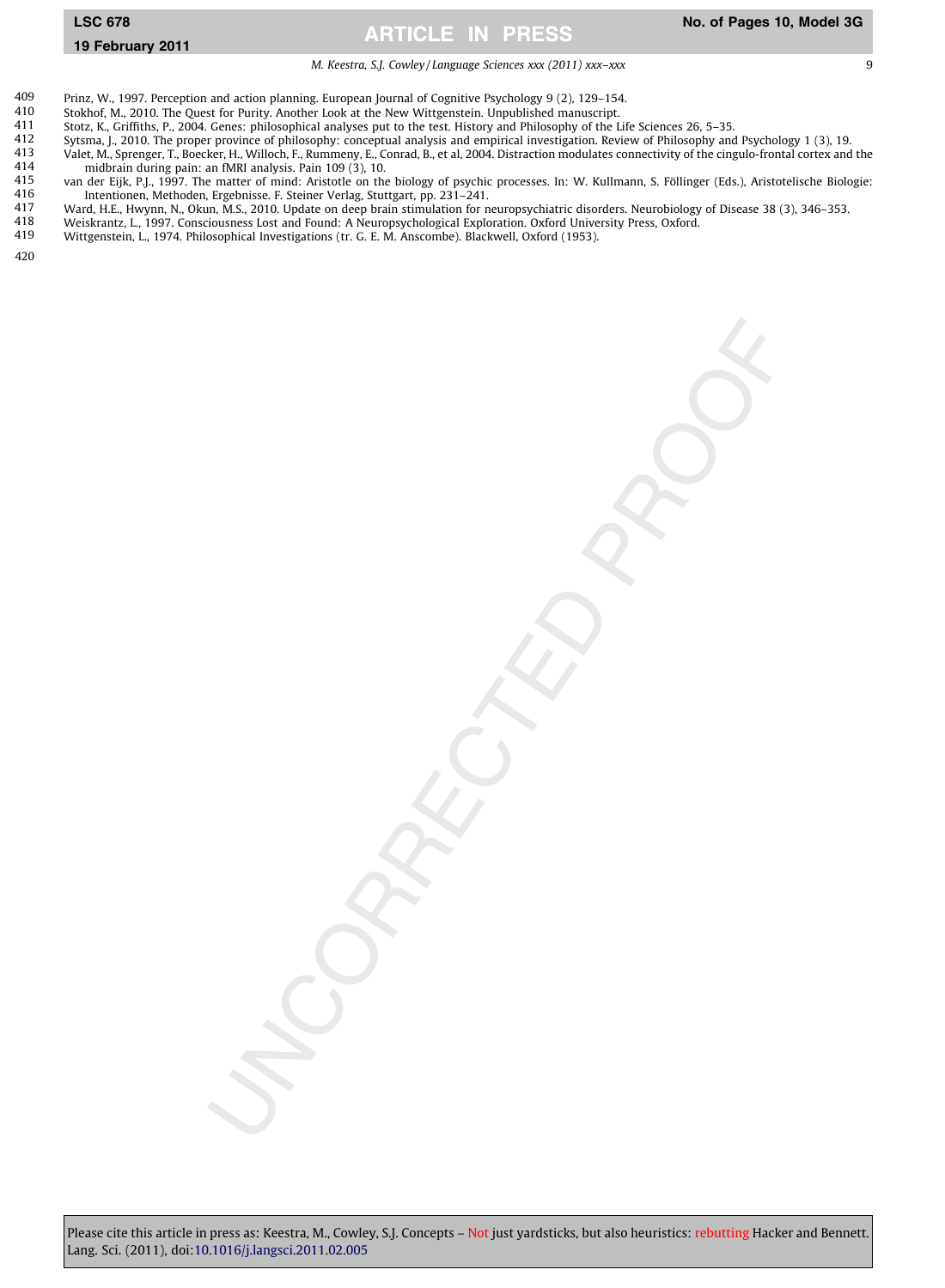Prinz, W., 1997. Perception and action planning. European Journal of Cognitive Psychology 9 (2), 129–154.

Stokhof, M., 2010. The Quest for Purity. Another Look at the New Wittgenstein. Unpublished manuscript.

Stotz, K., Griffiths, P., 2004. Genes: philosophical analyses put to the test. History and Philosophy of the Life Sciences 26, 5–35.

Sytsma, J., 2010. The proper province of philosophy: conceptual analysis and empirical investigation. Review of Philosophy and Psychology 1 (3), 19.

Valet, M., Sprenger, T., Boecker, H., Willoch, F., Rummeny, E., Conrad, B., et al, 2004. Distraction modulates connectivity of the cingulo-frontal cortex and the midbrain during pain: an fMRI analysis. Pain 109 (3), 10.

van der Eijk, P.J., 1997. The matter of mind: Aristotle on the biology of psychic processes. In: W. Kullmann, S. Föllinger (Eds.), Aristotelische Biologie: Intentionen, Methoden, Ergebnisse. F. Steiner Verlag, Stuttgart, pp. 231–241.

Ward, H.E., Hwynn, N., Okun, M.S., 2010. Update on deep brain stimulation for neuropsychiatric disorders. Neurobiology of Disease 38 (3), 346–353.

Weiskrantz, L., 1997. Consciousness Lost and Found: A Neuropsychological Exploration. Oxford University Press, Oxford.

Wittgenstein, L., 1974. Philosophical Investigations (tr. G. E. M. Anscombe). Blackwell, Oxford (1953).